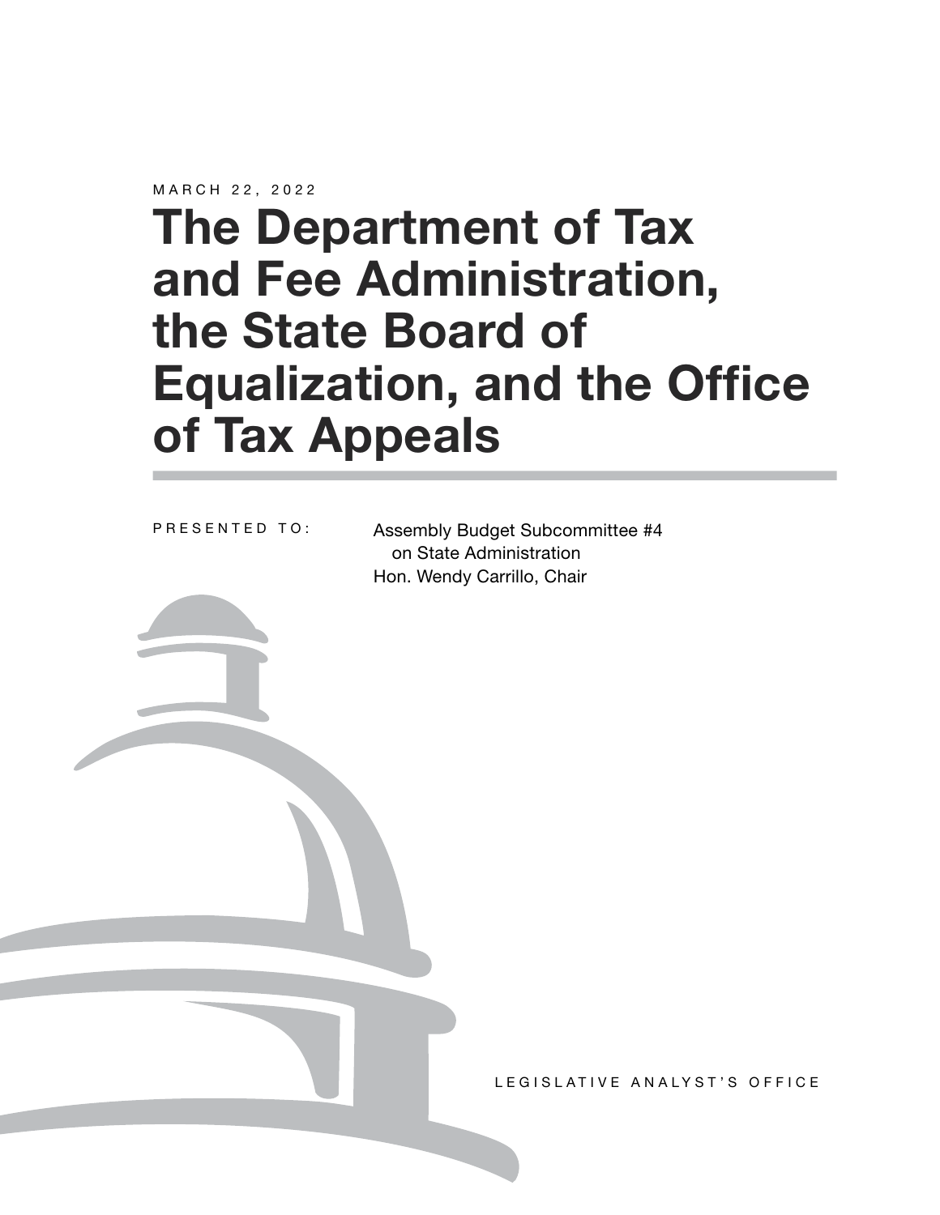MARCH 22, 2022

# The Department of Tax and Fee Administration, the State Board of Equalization, and the Office of Tax Appeals

PRESENTED TO:

Assembly Budget Subcommittee #4
on State Administration
Hon. Wendy Carrillo, Chair

LEGISLATIVE ANALYST'S OFFICE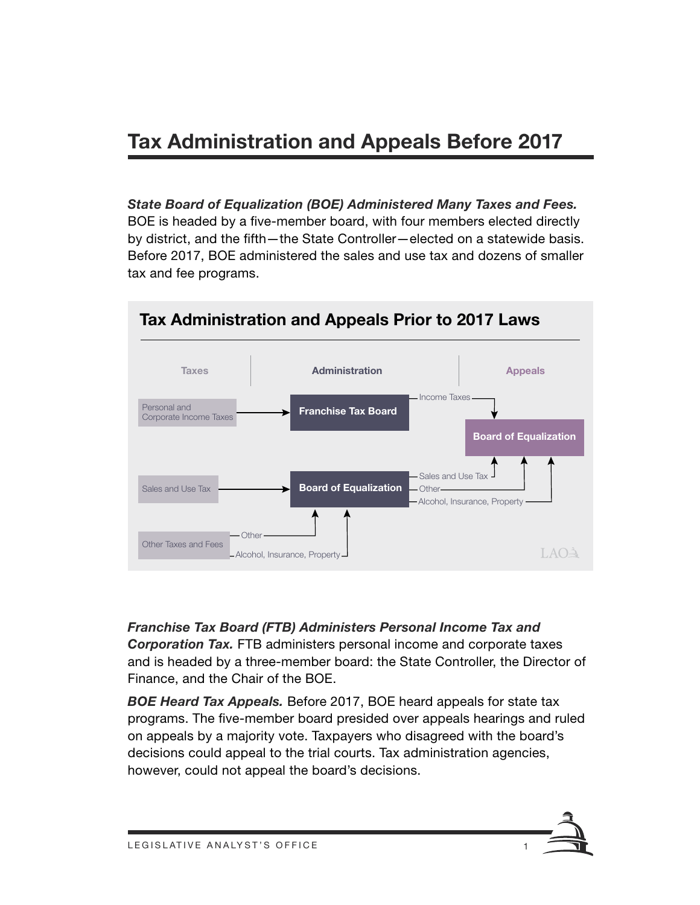# Tax Administration and Appeals Before 2017

***State Board of Equalization (BOE) Administered Many Taxes and Fees.*** BOE is headed by a five-member board, with four members elected directly by district, and the fifth—the State Controller—elected on a statewide basis. Before 2017, BOE administered the sales and use tax and dozens of smaller tax and fee programs.

**Tax Administration and Appeals Prior to 2017 Laws**

| Taxes | Administration | Appeals |
| --- | --- | --- |
| Personal and Corporate Income Taxes | Franchise Tax Board | Board of Equalization (Income Taxes) |
| Sales and Use Tax | Board of Equalization | Board of Equalization (Sales and Use Tax) |
| Other Taxes and Fees — Other | Board of Equalization | Board of Equalization (Other) |
| Other Taxes and Fees — Alcohol, Insurance, Property | Board of Equalization | Board of Equalization (Alcohol, Insurance, Property) |

***Franchise Tax Board (FTB) Administers Personal Income Tax and Corporation Tax.*** FTB administers personal income and corporate taxes and is headed by a three-member board: the State Controller, the Director of Finance, and the Chair of the BOE.

***BOE Heard Tax Appeals.*** Before 2017, BOE heard appeals for state tax programs. The five-member board presided over appeals hearings and ruled on appeals by a majority vote. Taxpayers who disagreed with the board's decisions could appeal to the trial courts. Tax administration agencies, however, could not appeal the board's decisions.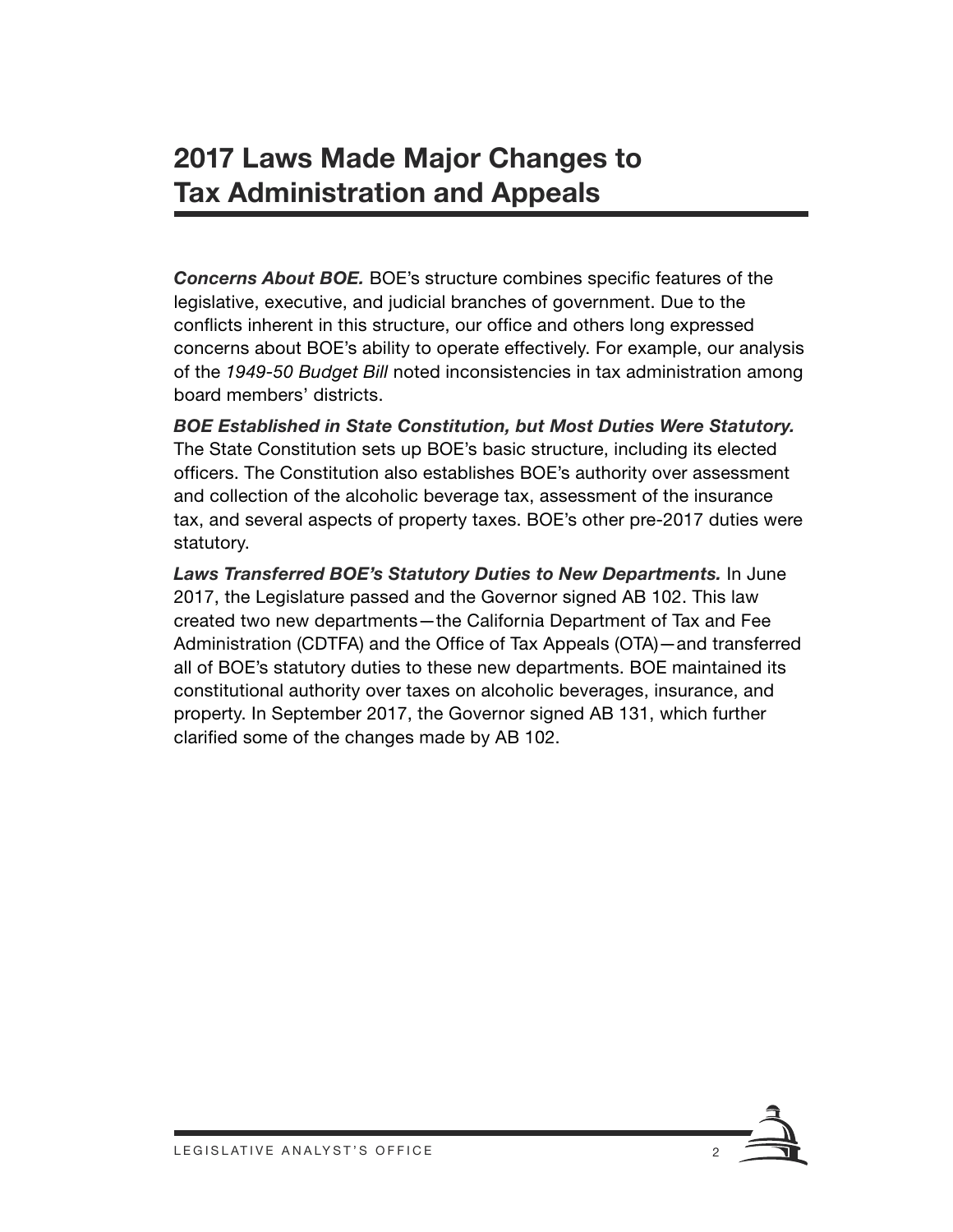# 2017 Laws Made Major Changes to Tax Administration and Appeals

***Concerns About BOE.*** BOE's structure combines specific features of the legislative, executive, and judicial branches of government. Due to the conflicts inherent in this structure, our office and others long expressed concerns about BOE's ability to operate effectively. For example, our analysis of the *1949-50 Budget Bill* noted inconsistencies in tax administration among board members' districts.

***BOE Established in State Constitution, but Most Duties Were Statutory.*** The State Constitution sets up BOE's basic structure, including its elected officers. The Constitution also establishes BOE's authority over assessment and collection of the alcoholic beverage tax, assessment of the insurance tax, and several aspects of property taxes. BOE's other pre-2017 duties were statutory.

***Laws Transferred BOE's Statutory Duties to New Departments.*** In June 2017, the Legislature passed and the Governor signed AB 102. This law created two new departments—the California Department of Tax and Fee Administration (CDTFA) and the Office of Tax Appeals (OTA)—and transferred all of BOE's statutory duties to these new departments. BOE maintained its constitutional authority over taxes on alcoholic beverages, insurance, and property. In September 2017, the Governor signed AB 131, which further clarified some of the changes made by AB 102.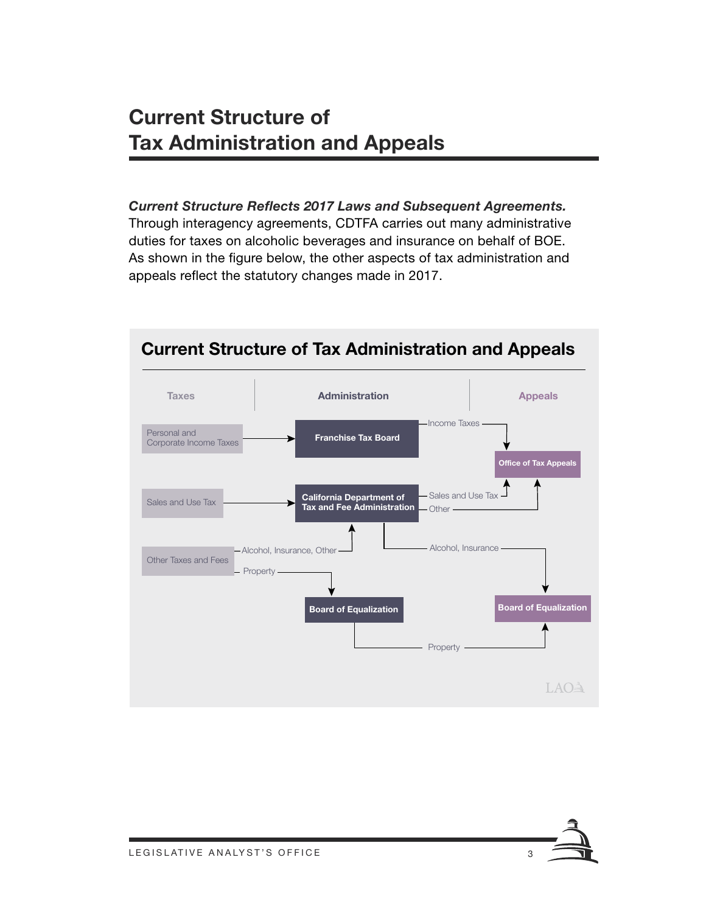# Current Structure of Tax Administration and Appeals

***Current Structure Reflects 2017 Laws and Subsequent Agreements.*** Through interagency agreements, CDTFA carries out many administrative duties for taxes on alcoholic beverages and insurance on behalf of BOE. As shown in the figure below, the other aspects of tax administration and appeals reflect the statutory changes made in 2017.

## Current Structure of Tax Administration and Appeals

| Taxes | Administration | Appeals |
| --- | --- | --- |
| Personal and Corporate Income Taxes | Franchise Tax Board | Office of Tax Appeals (Income Taxes) |
| Sales and Use Tax | California Department of Tax and Fee Administration | Office of Tax Appeals (Sales and Use Tax, Other) |
| Other Taxes and Fees (Alcohol, Insurance, Other) | California Department of Tax and Fee Administration | Board of Equalization (Alcohol, Insurance) |
| Other Taxes and Fees (Property) | Board of Equalization | Board of Equalization (Property) |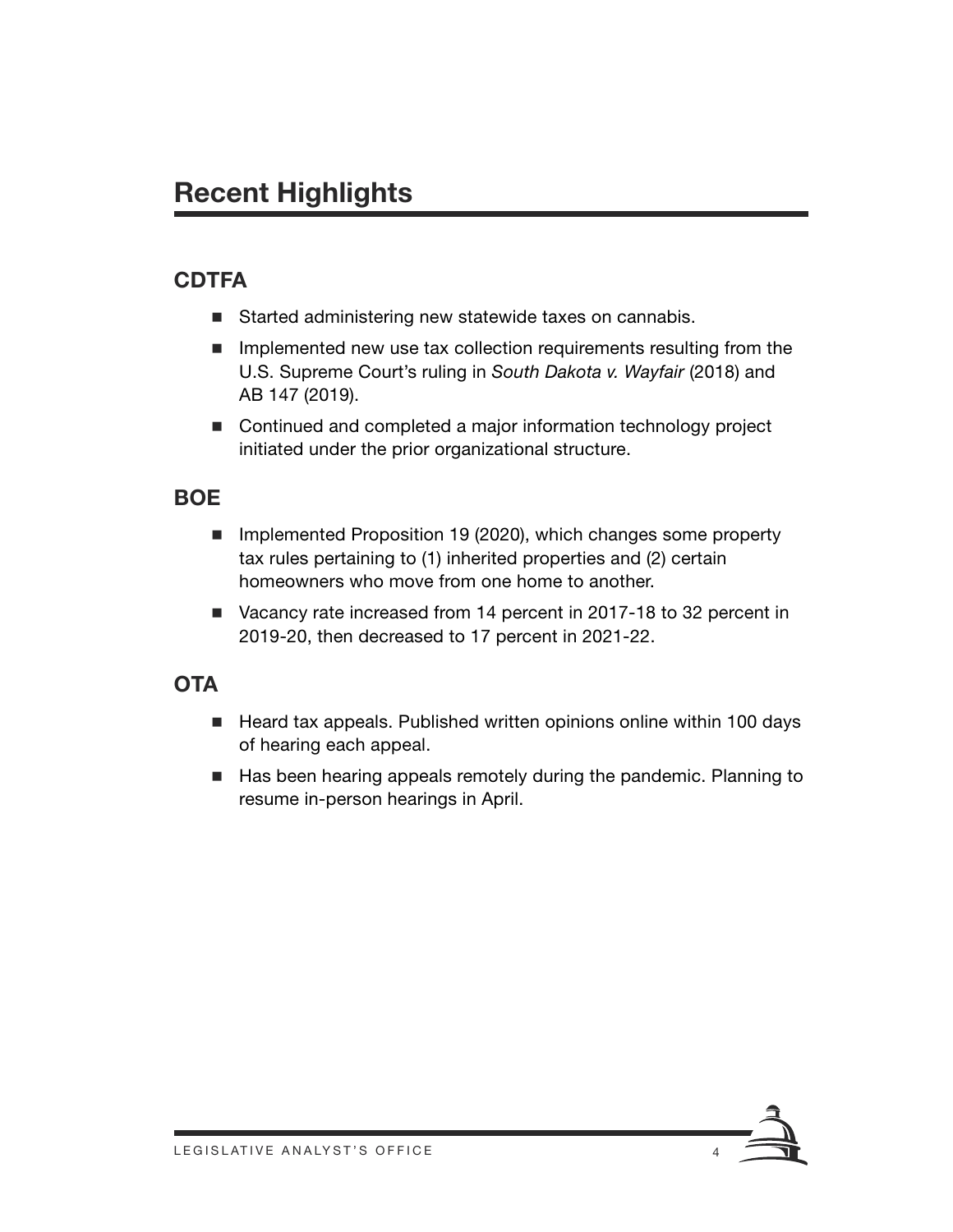# Recent Highlights

## CDTFA

- Started administering new statewide taxes on cannabis.
- Implemented new use tax collection requirements resulting from the U.S. Supreme Court's ruling in *South Dakota v. Wayfair* (2018) and AB 147 (2019).
- Continued and completed a major information technology project initiated under the prior organizational structure.

## BOE

- Implemented Proposition 19 (2020), which changes some property tax rules pertaining to (1) inherited properties and (2) certain homeowners who move from one home to another.
- Vacancy rate increased from 14 percent in 2017-18 to 32 percent in 2019-20, then decreased to 17 percent in 2021-22.

## OTA

- Heard tax appeals. Published written opinions online within 100 days of hearing each appeal.
- Has been hearing appeals remotely during the pandemic. Planning to resume in-person hearings in April.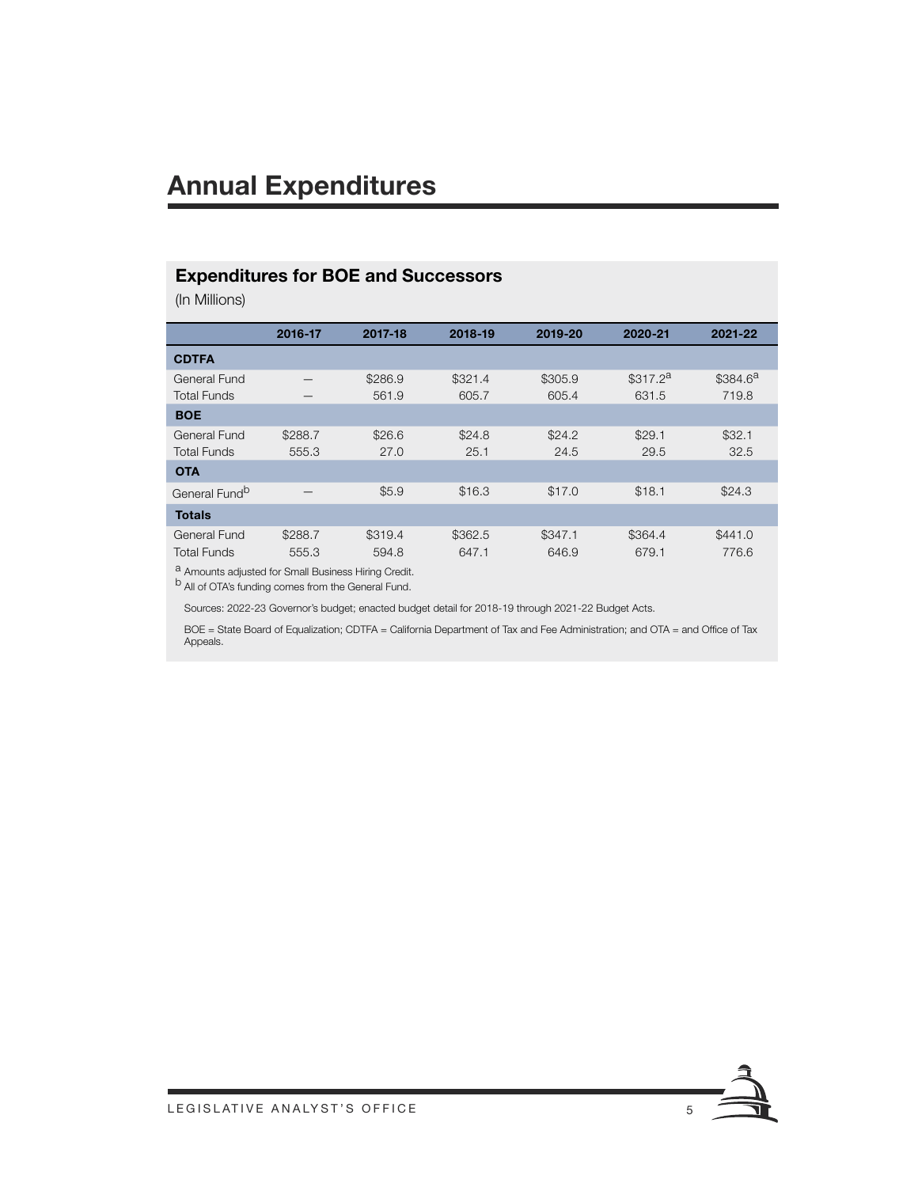# Annual Expenditures

### Expenditures for BOE and Successors

(In Millions)

| | 2016-17 | 2017-18 | 2018-19 | 2019-20 | 2020-21 | 2021-22 |
|---|---|---|---|---|---|---|
| **CDTFA** | | | | | | |
| General Fund | — | $286.9 | $321.4 | $305.9 | $317.2[a] | $384.6[a] |
| Total Funds | — | 561.9 | 605.7 | 605.4 | 631.5 | 719.8 |
| **BOE** | | | | | | |
| General Fund | $288.7 | $26.6 | $24.8 | $24.2 | $29.1 | $32.1 |
| Total Funds | 555.3 | 27.0 | 25.1 | 24.5 | 29.5 | 32.5 |
| **OTA** | | | | | | |
| General Fund[b] | — | $5.9 | $16.3 | $17.0 | $18.1 | $24.3 |
| **Totals** | | | | | | |
| General Fund | $288.7 | $319.4 | $362.5 | $347.1 | $364.4 | $441.0 |
| Total Funds | 555.3 | 594.8 | 647.1 | 646.9 | 679.1 | 776.6 |

[a] Amounts adjusted for Small Business Hiring Credit.

[b] All of OTA's funding comes from the General Fund.

Sources: 2022-23 Governor's budget; enacted budget detail for 2018-19 through 2021-22 Budget Acts.

BOE = State Board of Equalization; CDTFA = California Department of Tax and Fee Administration; and OTA = and Office of Tax Appeals.